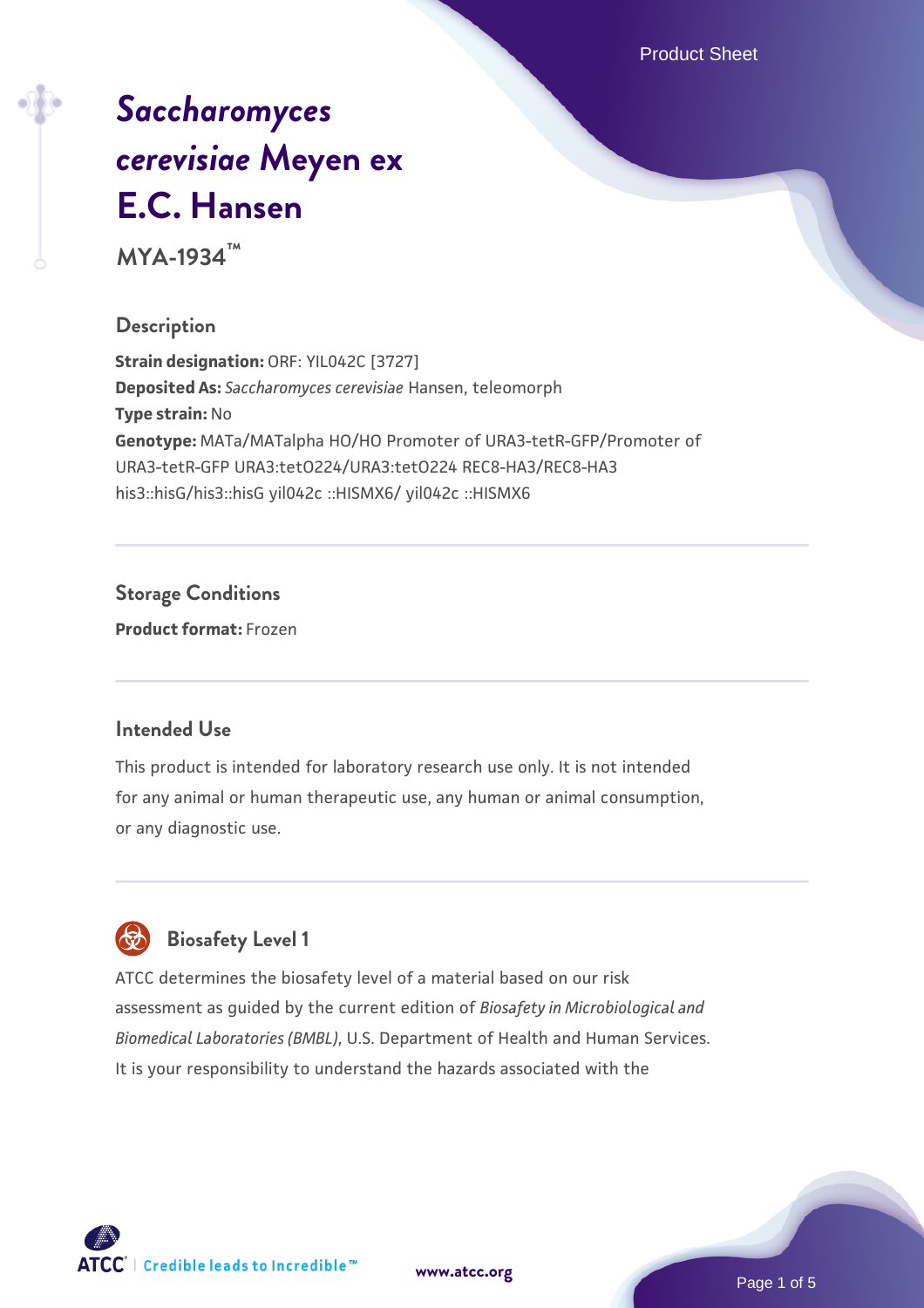# *Saccharomyces cerevisiae* Meyen ex E.C. Hansen

**MYA-1934™**

## Description

**Strain designation:** ORF: YIL042C [3727]
**Deposited As:** *Saccharomyces cerevisiae* Hansen, teleomorph
**Type strain:** No
**Genotype:** MATa/MATalpha HO/HO Promoter of URA3-tetR-GFP/Promoter of URA3-tetR-GFP URA3:tetO224/URA3:tetO224 REC8-HA3/REC8-HA3 his3::hisG/his3::hisG yil042c ::HISMX6/ yil042c ::HISMX6

## Storage Conditions

**Product format:** Frozen

## Intended Use

This product is intended for laboratory research use only. It is not intended for any animal or human therapeutic use, any human or animal consumption, or any diagnostic use.

## Biosafety Level 1

ATCC determines the biosafety level of a material based on our risk assessment as guided by the current edition of *Biosafety in Microbiological and Biomedical Laboratories (BMBL)*, U.S. Department of Health and Human Services. It is your responsibility to understand the hazards associated with the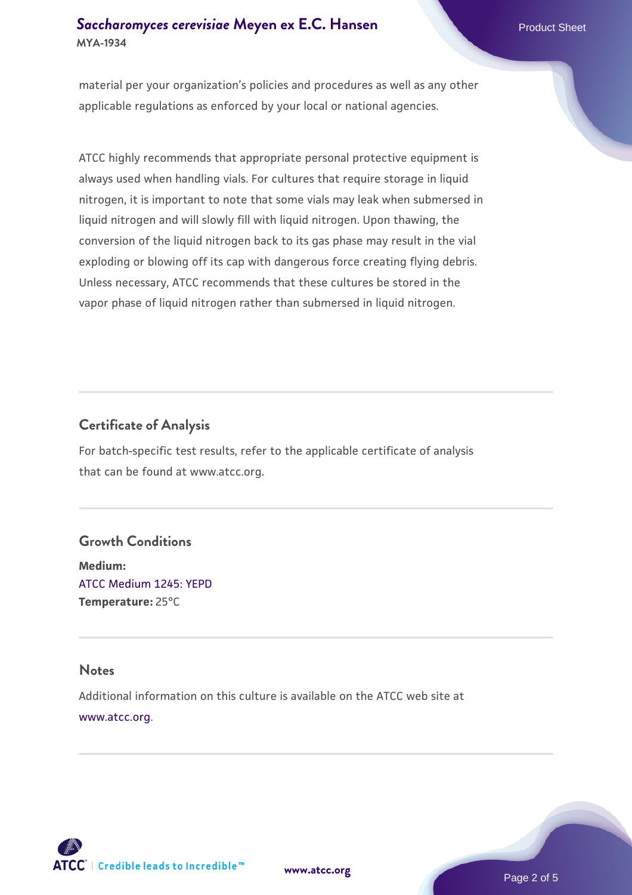material per your organization's policies and procedures as well as any other applicable regulations as enforced by your local or national agencies.

ATCC highly recommends that appropriate personal protective equipment is always used when handling vials. For cultures that require storage in liquid nitrogen, it is important to note that some vials may leak when submersed in liquid nitrogen and will slowly fill with liquid nitrogen. Upon thawing, the conversion of the liquid nitrogen back to its gas phase may result in the vial exploding or blowing off its cap with dangerous force creating flying debris. Unless necessary, ATCC recommends that these cultures be stored in the vapor phase of liquid nitrogen rather than submersed in liquid nitrogen.

## Certificate of Analysis

For batch-specific test results, refer to the applicable certificate of analysis that can be found at www.atcc.org.

## Growth Conditions

**Medium:**
ATCC Medium 1245: YEPD
**Temperature:** 25°C

## Notes

Additional information on this culture is available on the ATCC web site at www.atcc.org.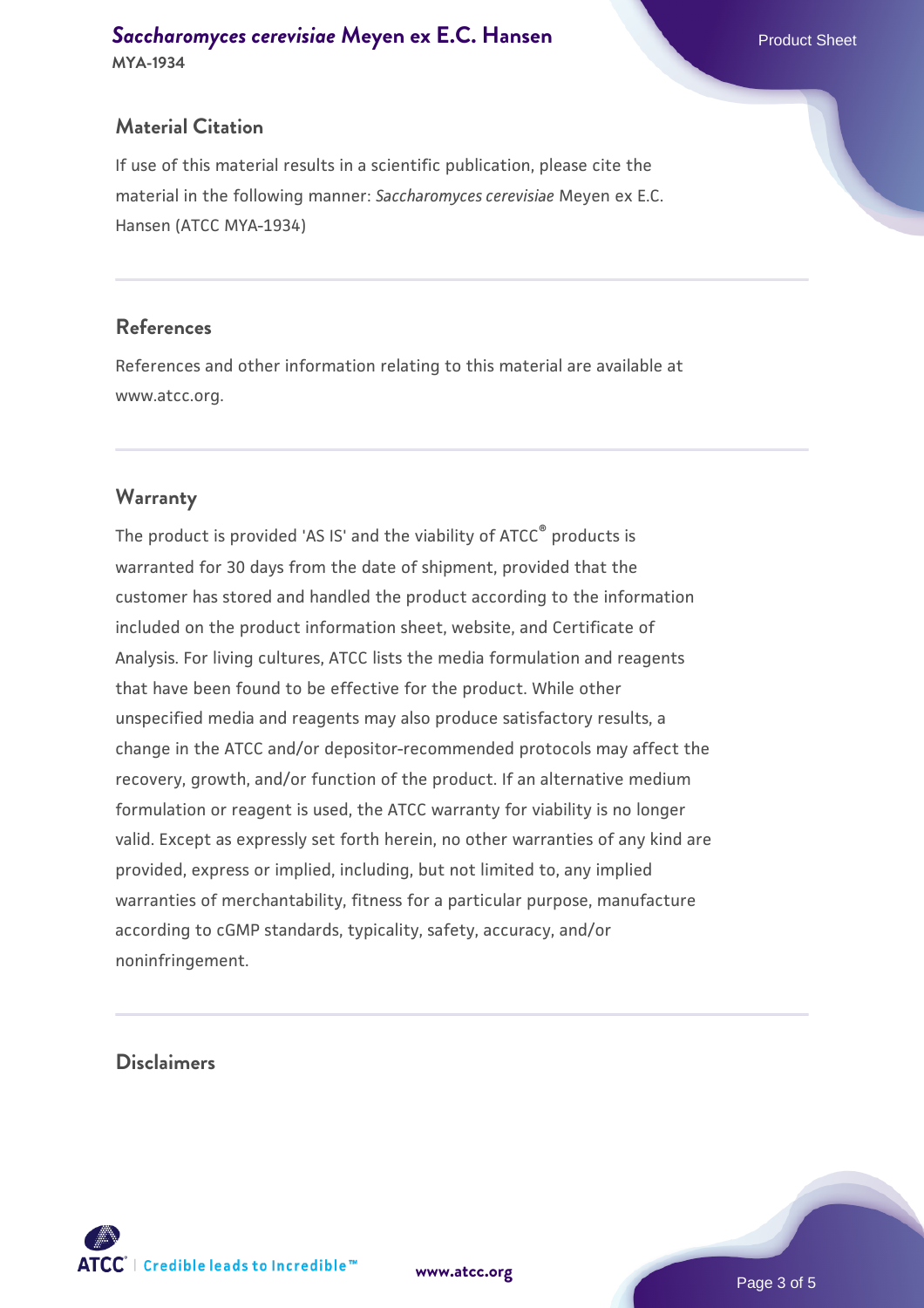## Material Citation

If use of this material results in a scientific publication, please cite the material in the following manner: *Saccharomyces cerevisiae* Meyen ex E.C. Hansen (ATCC MYA-1934)

## References

References and other information relating to this material are available at www.atcc.org.

## Warranty

The product is provided 'AS IS' and the viability of ATCC® products is warranted for 30 days from the date of shipment, provided that the customer has stored and handled the product according to the information included on the product information sheet, website, and Certificate of Analysis. For living cultures, ATCC lists the media formulation and reagents that have been found to be effective for the product. While other unspecified media and reagents may also produce satisfactory results, a change in the ATCC and/or depositor-recommended protocols may affect the recovery, growth, and/or function of the product. If an alternative medium formulation or reagent is used, the ATCC warranty for viability is no longer valid. Except as expressly set forth herein, no other warranties of any kind are provided, express or implied, including, but not limited to, any implied warranties of merchantability, fitness for a particular purpose, manufacture according to cGMP standards, typicality, safety, accuracy, and/or noninfringement.

## Disclaimers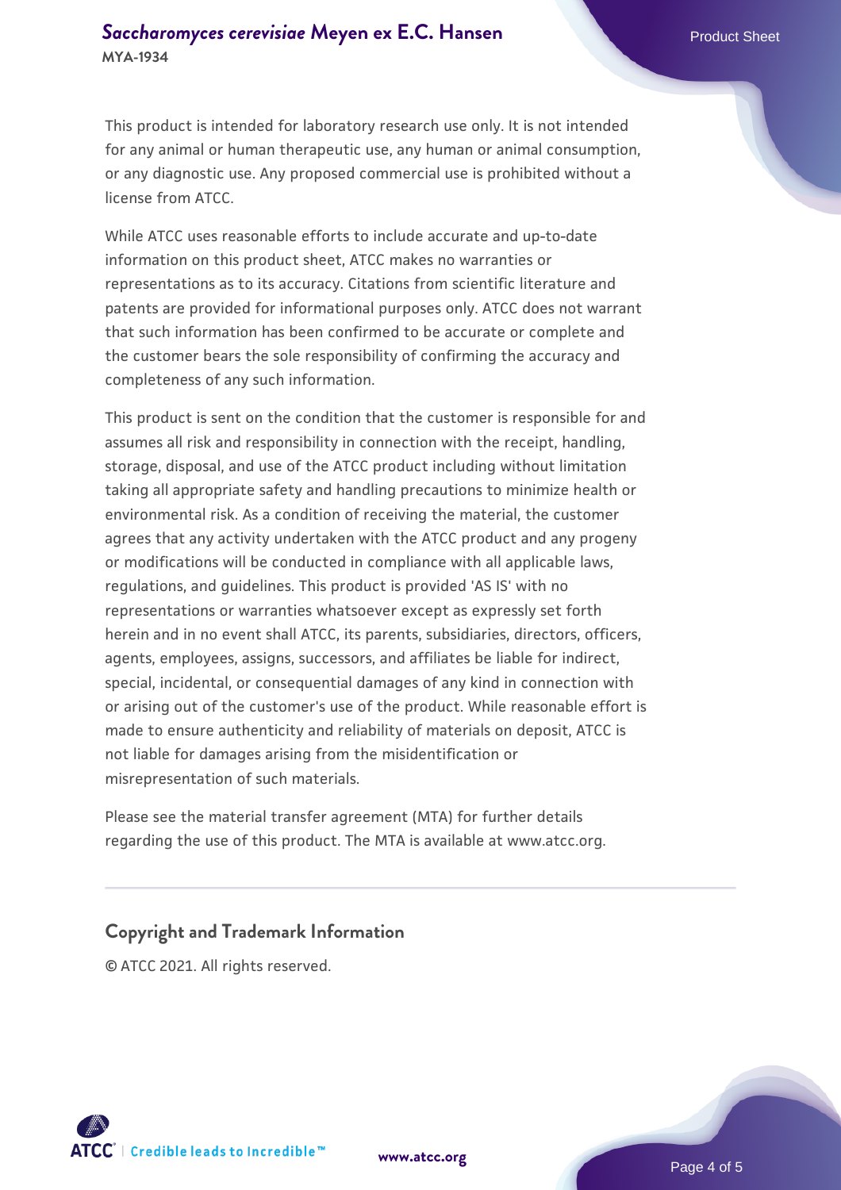This product is intended for laboratory research use only. It is not intended for any animal or human therapeutic use, any human or animal consumption, or any diagnostic use. Any proposed commercial use is prohibited without a license from ATCC.

While ATCC uses reasonable efforts to include accurate and up-to-date information on this product sheet, ATCC makes no warranties or representations as to its accuracy. Citations from scientific literature and patents are provided for informational purposes only. ATCC does not warrant that such information has been confirmed to be accurate or complete and the customer bears the sole responsibility of confirming the accuracy and completeness of any such information.

This product is sent on the condition that the customer is responsible for and assumes all risk and responsibility in connection with the receipt, handling, storage, disposal, and use of the ATCC product including without limitation taking all appropriate safety and handling precautions to minimize health or environmental risk. As a condition of receiving the material, the customer agrees that any activity undertaken with the ATCC product and any progeny or modifications will be conducted in compliance with all applicable laws, regulations, and guidelines. This product is provided 'AS IS' with no representations or warranties whatsoever except as expressly set forth herein and in no event shall ATCC, its parents, subsidiaries, directors, officers, agents, employees, assigns, successors, and affiliates be liable for indirect, special, incidental, or consequential damages of any kind in connection with or arising out of the customer's use of the product. While reasonable effort is made to ensure authenticity and reliability of materials on deposit, ATCC is not liable for damages arising from the misidentification or misrepresentation of such materials.

Please see the material transfer agreement (MTA) for further details regarding the use of this product. The MTA is available at www.atcc.org.

## Copyright and Trademark Information

© ATCC 2021. All rights reserved.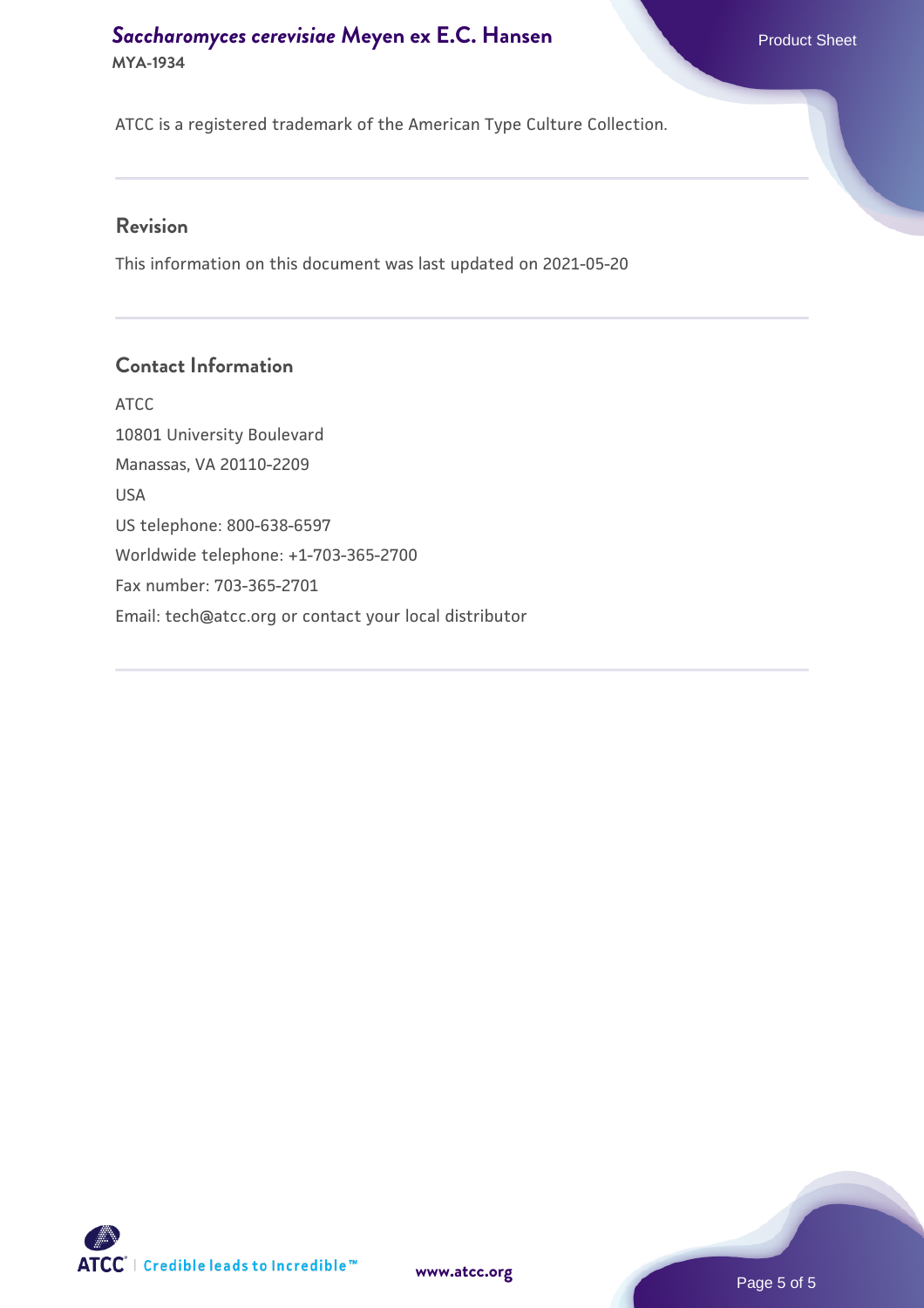ATCC is a registered trademark of the American Type Culture Collection.

## Revision

This information on this document was last updated on 2021-05-20

## Contact Information

ATCC
10801 University Boulevard
Manassas, VA 20110-2209
USA
US telephone: 800-638-6597
Worldwide telephone: +1-703-365-2700
Fax number: 703-365-2701
Email: tech@atcc.org or contact your local distributor